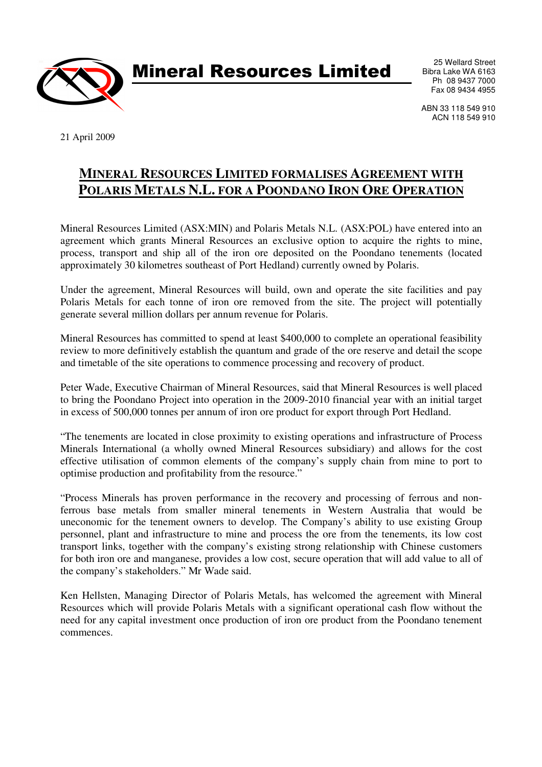# Mineral Resources Limited

25 Wellard Street
Bibra Lake WA 6163
Ph 08 9437 7000
Fax 08 9434 4955

ABN 33 118 549 910
ACN 118 549 910

21 April 2009

## MINERAL RESOURCES LIMITED FORMALISES AGREEMENT WITH POLARIS METALS N.L. FOR A POONDANO IRON ORE OPERATION

Mineral Resources Limited (ASX:MIN) and Polaris Metals N.L. (ASX:POL) have entered into an agreement which grants Mineral Resources an exclusive option to acquire the rights to mine, process, transport and ship all of the iron ore deposited on the Poondano tenements (located approximately 30 kilometres southeast of Port Hedland) currently owned by Polaris.

Under the agreement, Mineral Resources will build, own and operate the site facilities and pay Polaris Metals for each tonne of iron ore removed from the site. The project will potentially generate several million dollars per annum revenue for Polaris.

Mineral Resources has committed to spend at least $400,000 to complete an operational feasibility review to more definitively establish the quantum and grade of the ore reserve and detail the scope and timetable of the site operations to commence processing and recovery of product.

Peter Wade, Executive Chairman of Mineral Resources, said that Mineral Resources is well placed to bring the Poondano Project into operation in the 2009-2010 financial year with an initial target in excess of 500,000 tonnes per annum of iron ore product for export through Port Hedland.

"The tenements are located in close proximity to existing operations and infrastructure of Process Minerals International (a wholly owned Mineral Resources subsidiary) and allows for the cost effective utilisation of common elements of the company's supply chain from mine to port to optimise production and profitability from the resource."

"Process Minerals has proven performance in the recovery and processing of ferrous and non-ferrous base metals from smaller mineral tenements in Western Australia that would be uneconomic for the tenement owners to develop. The Company's ability to use existing Group personnel, plant and infrastructure to mine and process the ore from the tenements, its low cost transport links, together with the company's existing strong relationship with Chinese customers for both iron ore and manganese, provides a low cost, secure operation that will add value to all of the company's stakeholders." Mr Wade said.

Ken Hellsten, Managing Director of Polaris Metals, has welcomed the agreement with Mineral Resources which will provide Polaris Metals with a significant operational cash flow without the need for any capital investment once production of iron ore product from the Poondano tenement commences.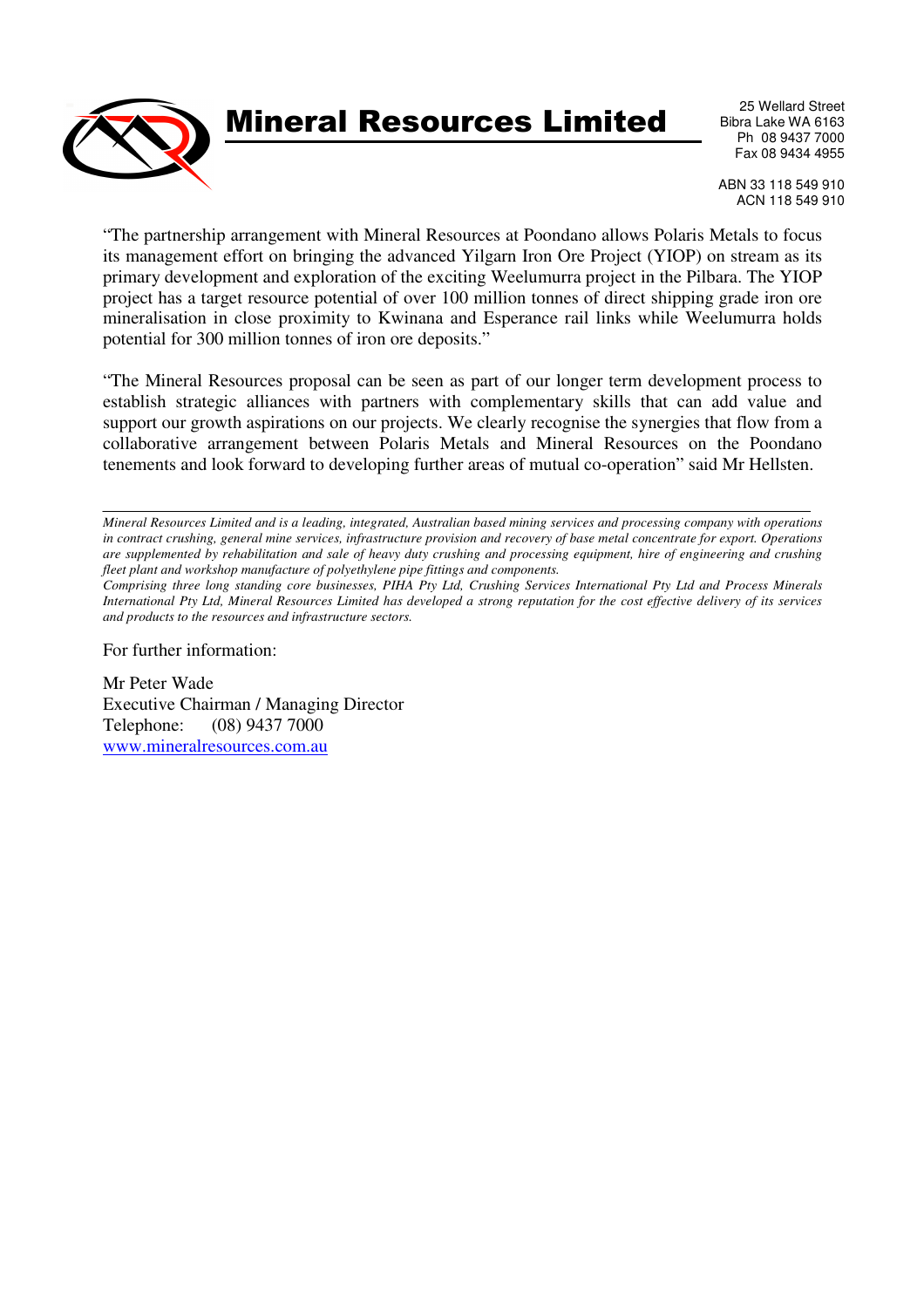# Mineral Resources Limited

25 Wellard Street
Bibra Lake WA 6163
Ph 08 9437 7000
Fax 08 9434 4955

ABN 33 118 549 910
ACN 118 549 910

"The partnership arrangement with Mineral Resources at Poondano allows Polaris Metals to focus its management effort on bringing the advanced Yilgarn Iron Ore Project (YIOP) on stream as its primary development and exploration of the exciting Weelumurra project in the Pilbara. The YIOP project has a target resource potential of over 100 million tonnes of direct shipping grade iron ore mineralisation in close proximity to Kwinana and Esperance rail links while Weelumurra holds potential for 300 million tonnes of iron ore deposits."

"The Mineral Resources proposal can be seen as part of our longer term development process to establish strategic alliances with partners with complementary skills that can add value and support our growth aspirations on our projects. We clearly recognise the synergies that flow from a collaborative arrangement between Polaris Metals and Mineral Resources on the Poondano tenements and look forward to developing further areas of mutual co-operation" said Mr Hellsten.

---

*Mineral Resources Limited and is a leading, integrated, Australian based mining services and processing company with operations in contract crushing, general mine services, infrastructure provision and recovery of base metal concentrate for export. Operations are supplemented by rehabilitation and sale of heavy duty crushing and processing equipment, hire of engineering and crushing fleet plant and workshop manufacture of polyethylene pipe fittings and components.*

*Comprising three long standing core businesses, PIHA Pty Ltd, Crushing Services International Pty Ltd and Process Minerals International Pty Ltd, Mineral Resources Limited has developed a strong reputation for the cost effective delivery of its services and products to the resources and infrastructure sectors.*

For further information:

Mr Peter Wade
Executive Chairman / Managing Director
Telephone: (08) 9437 7000
www.mineralresources.com.au